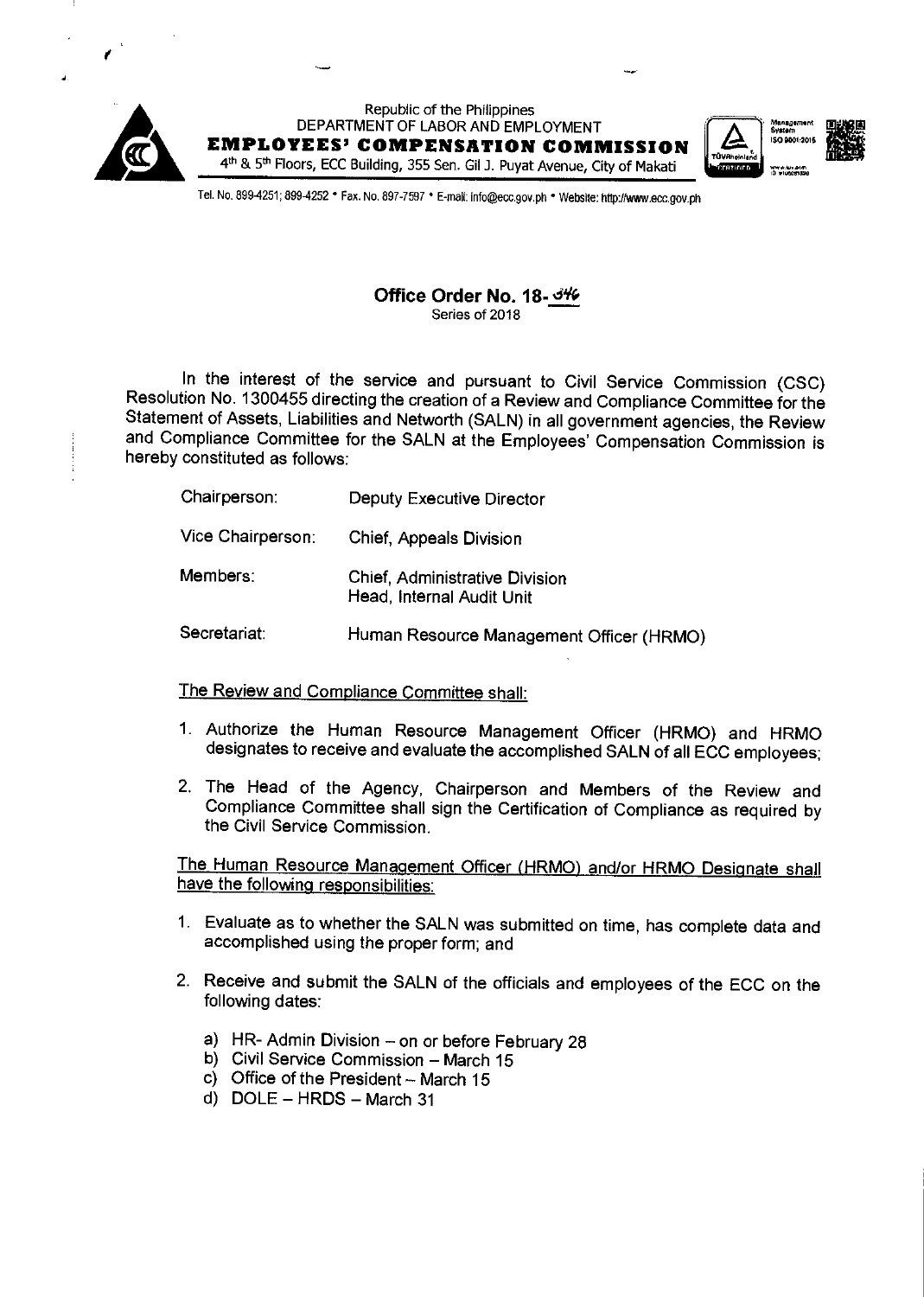Republic of the Philippines
DEPARTMENT OF LABOR AND EMPLOYMENT
**EMPLOYEES' COMPENSATION COMMISSION**
4th & 5th Floors, ECC Building, 355 Sen. Gil J. Puyat Avenue, City of Makati

Tel. No. 899-4251; 899-4252 • Fax. No. 897-7597 • E-mail: info@ecc.gov.ph • Website: http://www.ecc.gov.ph

## Office Order No. 18-046
Series of 2018

In the interest of the service and pursuant to Civil Service Commission (CSC) Resolution No. 1300455 directing the creation of a Review and Compliance Committee for the Statement of Assets, Liabilities and Networth (SALN) in all government agencies, the Review and Compliance Committee for the SALN at the Employees' Compensation Commission is hereby constituted as follows:

| | |
|---|---|
| Chairperson: | Deputy Executive Director |
| Vice Chairperson: | Chief, Appeals Division |
| Members: | Chief, Administrative Division<br>Head, Internal Audit Unit |
| Secretariat: | Human Resource Management Officer (HRMO) |

<u>The Review and Compliance Committee shall:</u>

1. Authorize the Human Resource Management Officer (HRMO) and HRMO designates to receive and evaluate the accomplished SALN of all ECC employees;
2. The Head of the Agency, Chairperson and Members of the Review and Compliance Committee shall sign the Certification of Compliance as required by the Civil Service Commission.

<u>The Human Resource Management Officer (HRMO) and/or HRMO Designate shall have the following responsibilities:</u>

1. Evaluate as to whether the SALN was submitted on time, has complete data and accomplished using the proper form; and
2. Receive and submit the SALN of the officials and employees of the ECC on the following dates:
   a) HR- Admin Division – on or before February 28
   b) Civil Service Commission – March 15
   c) Office of the President – March 15
   d) DOLE – HRDS – March 31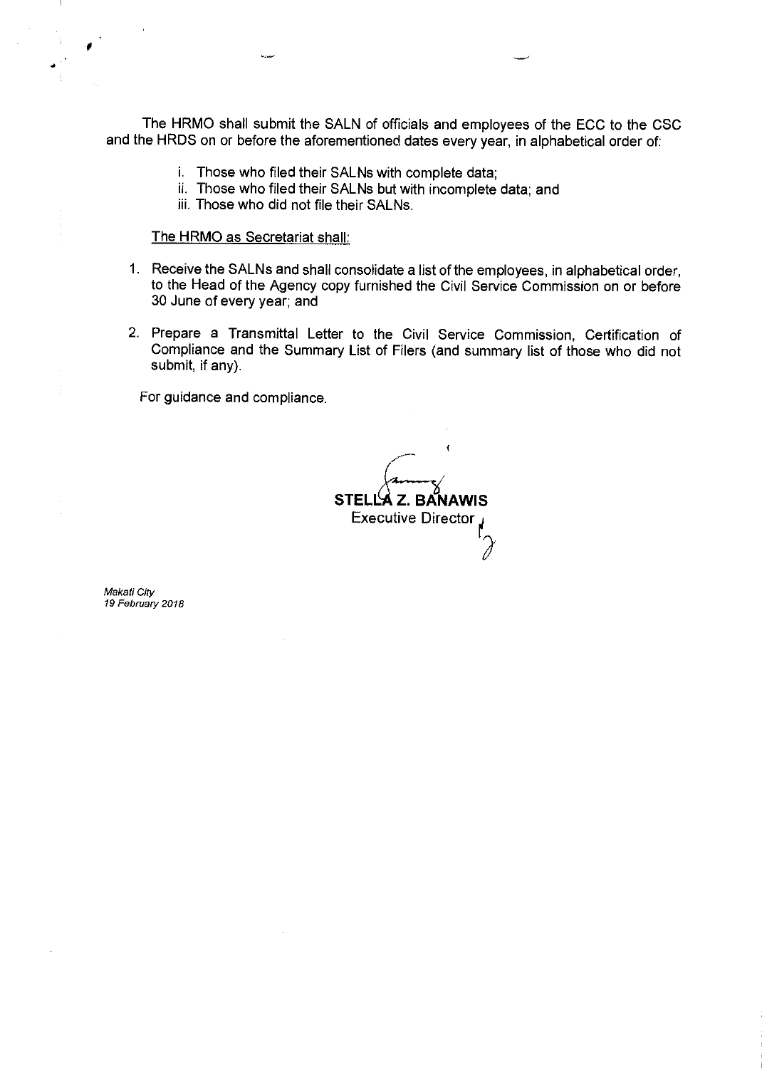The HRMO shall submit the SALN of officials and employees of the ECC to the CSC and the HRDS on or before the aforementioned dates every year, in alphabetical order of:

i. Those who filed their SALNs with complete data;
ii. Those who filed their SALNs but with incomplete data; and
iii. Those who did not file their SALNs.

The HRMO as Secretariat shall:

1. Receive the SALNs and shall consolidate a list of the employees, in alphabetical order, to the Head of the Agency copy furnished the Civil Service Commission on or before 30 June of every year; and

2. Prepare a Transmittal Letter to the Civil Service Commission, Certification of Compliance and the Summary List of Filers (and summary list of those who did not submit, if any).

For guidance and compliance.

**STELLA Z. BAÑAWIS**
Executive Director

*Makati City*
*19 February 2018*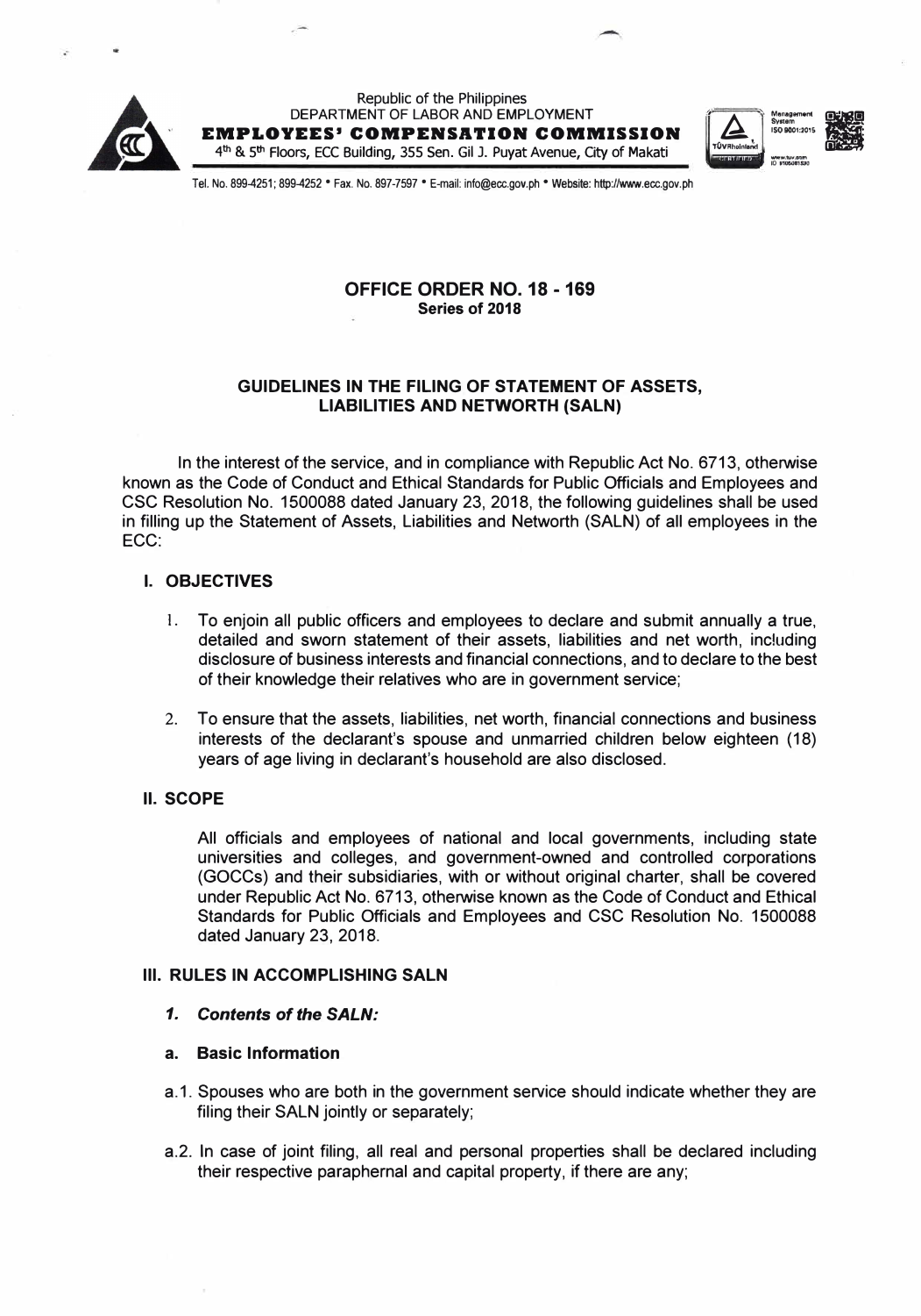Republic of the Philippines
DEPARTMENT OF LABOR AND EMPLOYMENT
**EMPLOYEES' COMPENSATION COMMISSION**
4th & 5th Floors, ECC Building, 355 Sen. Gil J. Puyat Avenue, City of Makati

Tel. No. 899-4251; 899-4252 • Fax. No. 897-7597 • E-mail: info@ecc.gov.ph • Website: http://www.ecc.gov.ph

## OFFICE ORDER NO. 18 - 169
**Series of 2018**

### GUIDELINES IN THE FILING OF STATEMENT OF ASSETS, LIABILITIES AND NETWORTH (SALN)

In the interest of the service, and in compliance with Republic Act No. 6713, otherwise known as the Code of Conduct and Ethical Standards for Public Officials and Employees and CSC Resolution No. 1500088 dated January 23, 2018, the following guidelines shall be used in filling up the Statement of Assets, Liabilities and Networth (SALN) of all employees in the ECC:

### I. OBJECTIVES

1. To enjoin all public officers and employees to declare and submit annually a true, detailed and sworn statement of their assets, liabilities and net worth, including disclosure of business interests and financial connections, and to declare to the best of their knowledge their relatives who are in government service;
2. To ensure that the assets, liabilities, net worth, financial connections and business interests of the declarant's spouse and unmarried children below eighteen (18) years of age living in declarant's household are also disclosed.

### II. SCOPE

All officials and employees of national and local governments, including state universities and colleges, and government-owned and controlled corporations (GOCCs) and their subsidiaries, with or without original charter, shall be covered under Republic Act No. 6713, otherwise known as the Code of Conduct and Ethical Standards for Public Officials and Employees and CSC Resolution No. 1500088 dated January 23, 2018.

### III. RULES IN ACCOMPLISHING SALN

***1. Contents of the SALN:***

**a. Basic Information**

a.1. Spouses who are both in the government service should indicate whether they are filing their SALN jointly or separately;

a.2. In case of joint filing, all real and personal properties shall be declared including their respective paraphernal and capital property, if there are any;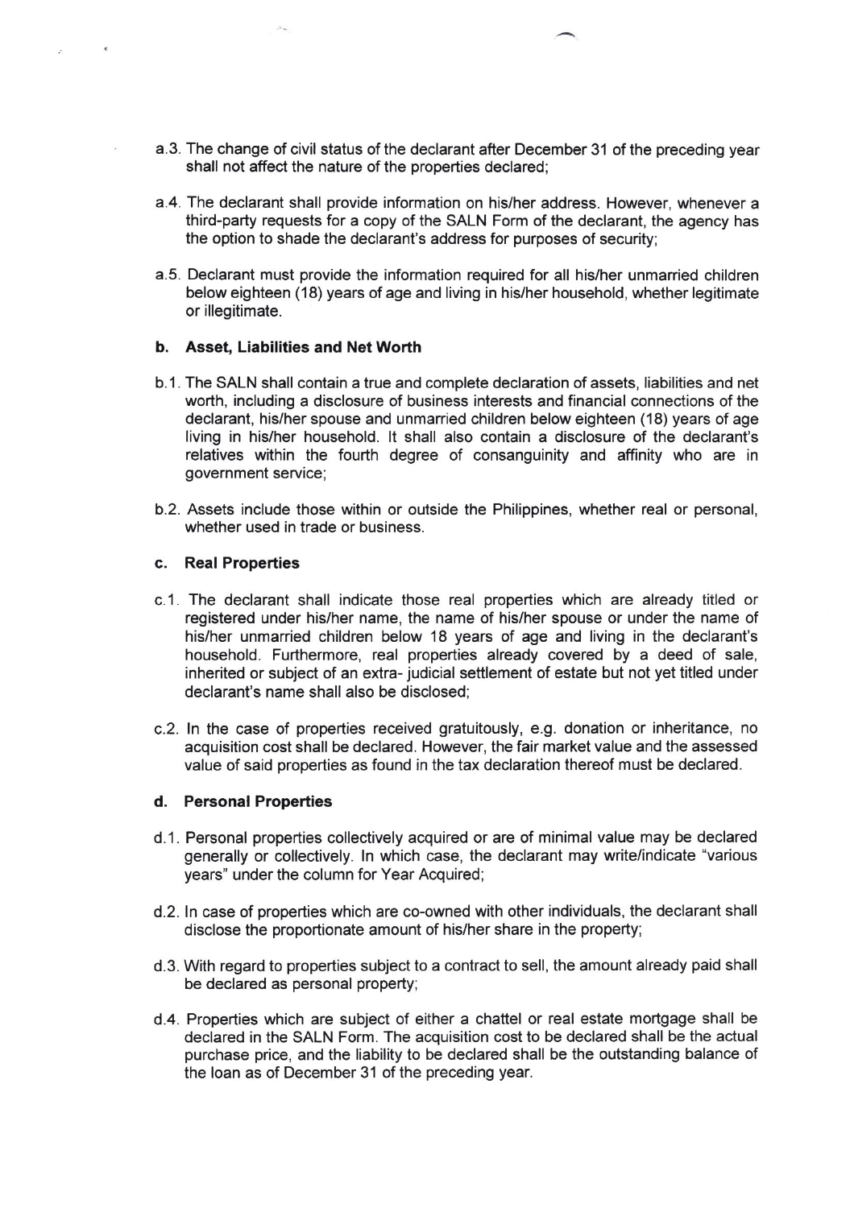a.3. The change of civil status of the declarant after December 31 of the preceding year shall not affect the nature of the properties declared;

a.4. The declarant shall provide information on his/her address. However, whenever a third-party requests for a copy of the SALN Form of the declarant, the agency has the option to shade the declarant's address for purposes of security;

a.5. Declarant must provide the information required for all his/her unmarried children below eighteen (18) years of age and living in his/her household, whether legitimate or illegitimate.

**b. Asset, Liabilities and Net Worth**

b.1. The SALN shall contain a true and complete declaration of assets, liabilities and net worth, including a disclosure of business interests and financial connections of the declarant, his/her spouse and unmarried children below eighteen (18) years of age living in his/her household. It shall also contain a disclosure of the declarant's relatives within the fourth degree of consanguinity and affinity who are in government service;

b.2. Assets include those within or outside the Philippines, whether real or personal, whether used in trade or business.

**c. Real Properties**

c.1. The declarant shall indicate those real properties which are already titled or registered under his/her name, the name of his/her spouse or under the name of his/her unmarried children below 18 years of age and living in the declarant's household. Furthermore, real properties already covered by a deed of sale, inherited or subject of an extra- judicial settlement of estate but not yet titled under declarant's name shall also be disclosed;

c.2. In the case of properties received gratuitously, e.g. donation or inheritance, no acquisition cost shall be declared. However, the fair market value and the assessed value of said properties as found in the tax declaration thereof must be declared.

**d. Personal Properties**

d.1. Personal properties collectively acquired or are of minimal value may be declared generally or collectively. In which case, the declarant may write/indicate "various years" under the column for Year Acquired;

d.2. In case of properties which are co-owned with other individuals, the declarant shall disclose the proportionate amount of his/her share in the property;

d.3. With regard to properties subject to a contract to sell, the amount already paid shall be declared as personal property;

d.4. Properties which are subject of either a chattel or real estate mortgage shall be declared in the SALN Form. The acquisition cost to be declared shall be the actual purchase price, and the liability to be declared shall be the outstanding balance of the loan as of December 31 of the preceding year.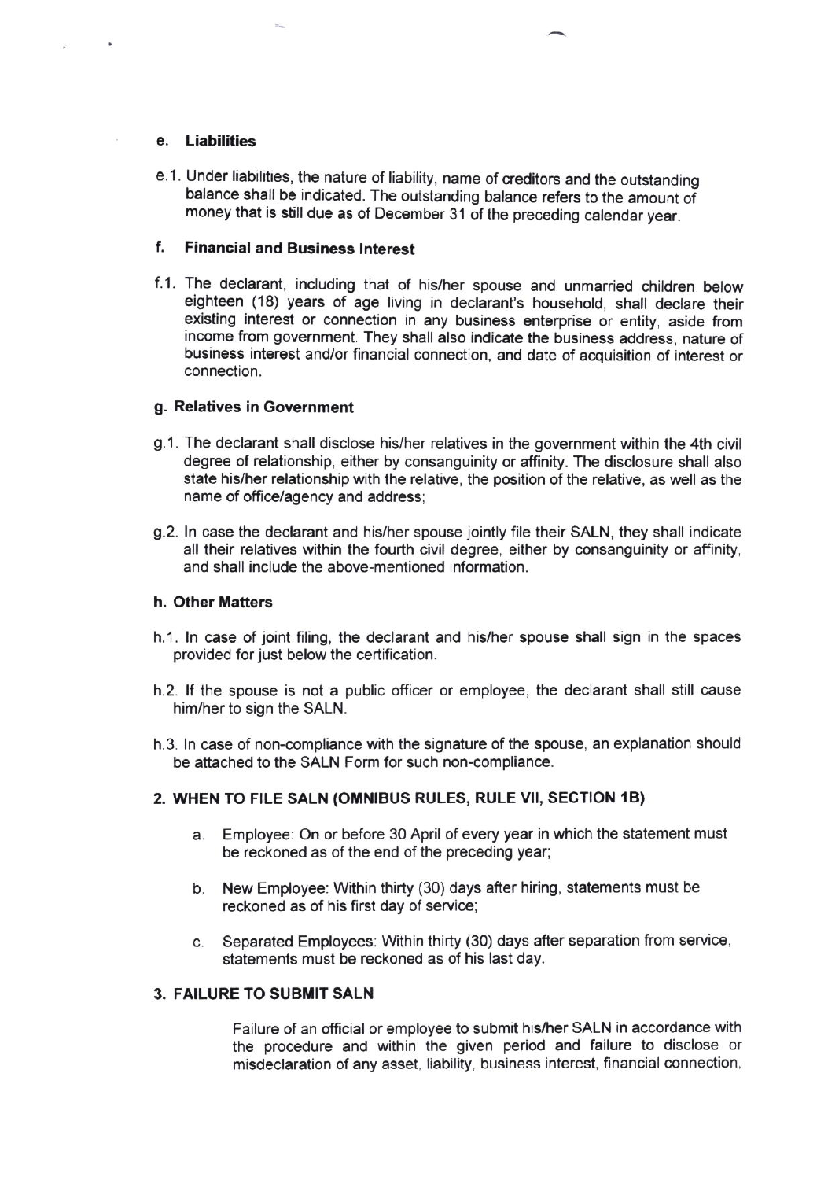#### e. Liabilities

e.1. Under liabilities, the nature of liability, name of creditors and the outstanding balance shall be indicated. The outstanding balance refers to the amount of money that is still due as of December 31 of the preceding calendar year.

#### f. Financial and Business Interest

f.1. The declarant, including that of his/her spouse and unmarried children below eighteen (18) years of age living in declarant's household, shall declare their existing interest or connection in any business enterprise or entity, aside from income from government. They shall also indicate the business address, nature of business interest and/or financial connection, and date of acquisition of interest or connection.

#### g. Relatives in Government

g.1. The declarant shall disclose his/her relatives in the government within the 4th civil degree of relationship, either by consanguinity or affinity. The disclosure shall also state his/her relationship with the relative, the position of the relative, as well as the name of office/agency and address;

g.2. In case the declarant and his/her spouse jointly file their SALN, they shall indicate all their relatives within the fourth civil degree, either by consanguinity or affinity, and shall include the above-mentioned information.

#### h. Other Matters

h.1. In case of joint filing, the declarant and his/her spouse shall sign in the spaces provided for just below the certification.

h.2. If the spouse is not a public officer or employee, the declarant shall still cause him/her to sign the SALN.

h.3. In case of non-compliance with the signature of the spouse, an explanation should be attached to the SALN Form for such non-compliance.

### 2. WHEN TO FILE SALN (OMNIBUS RULES, RULE VII, SECTION 1B)

a. Employee: On or before 30 April of every year in which the statement must be reckoned as of the end of the preceding year;

b. New Employee: Within thirty (30) days after hiring, statements must be reckoned as of his first day of service;

c. Separated Employees: Within thirty (30) days after separation from service, statements must be reckoned as of his last day.

### 3. FAILURE TO SUBMIT SALN

Failure of an official or employee to submit his/her SALN in accordance with the procedure and within the given period and failure to disclose or misdeclaration of any asset, liability, business interest, financial connection,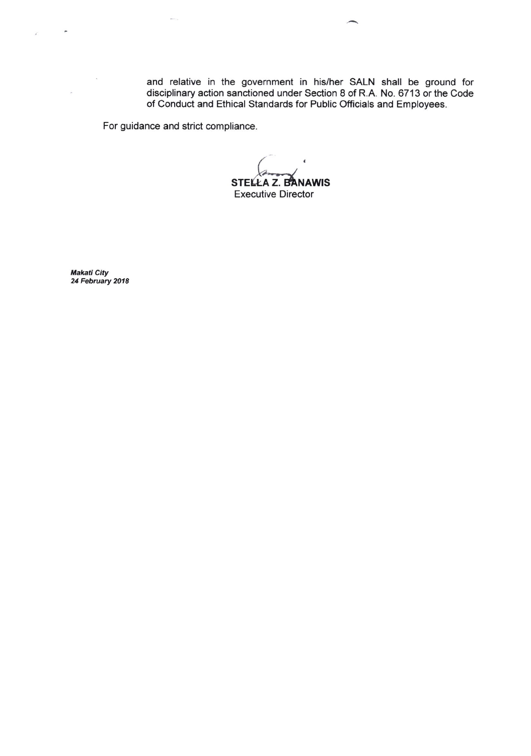and relative in the government in his/her SALN shall be ground for disciplinary action sanctioned under Section 8 of R.A. No. 6713 or the Code of Conduct and Ethical Standards for Public Officials and Employees.

For guidance and strict compliance.

**STELLA Z. BANAWIS**
Executive Director

***Makati City***
***24 February 2018***